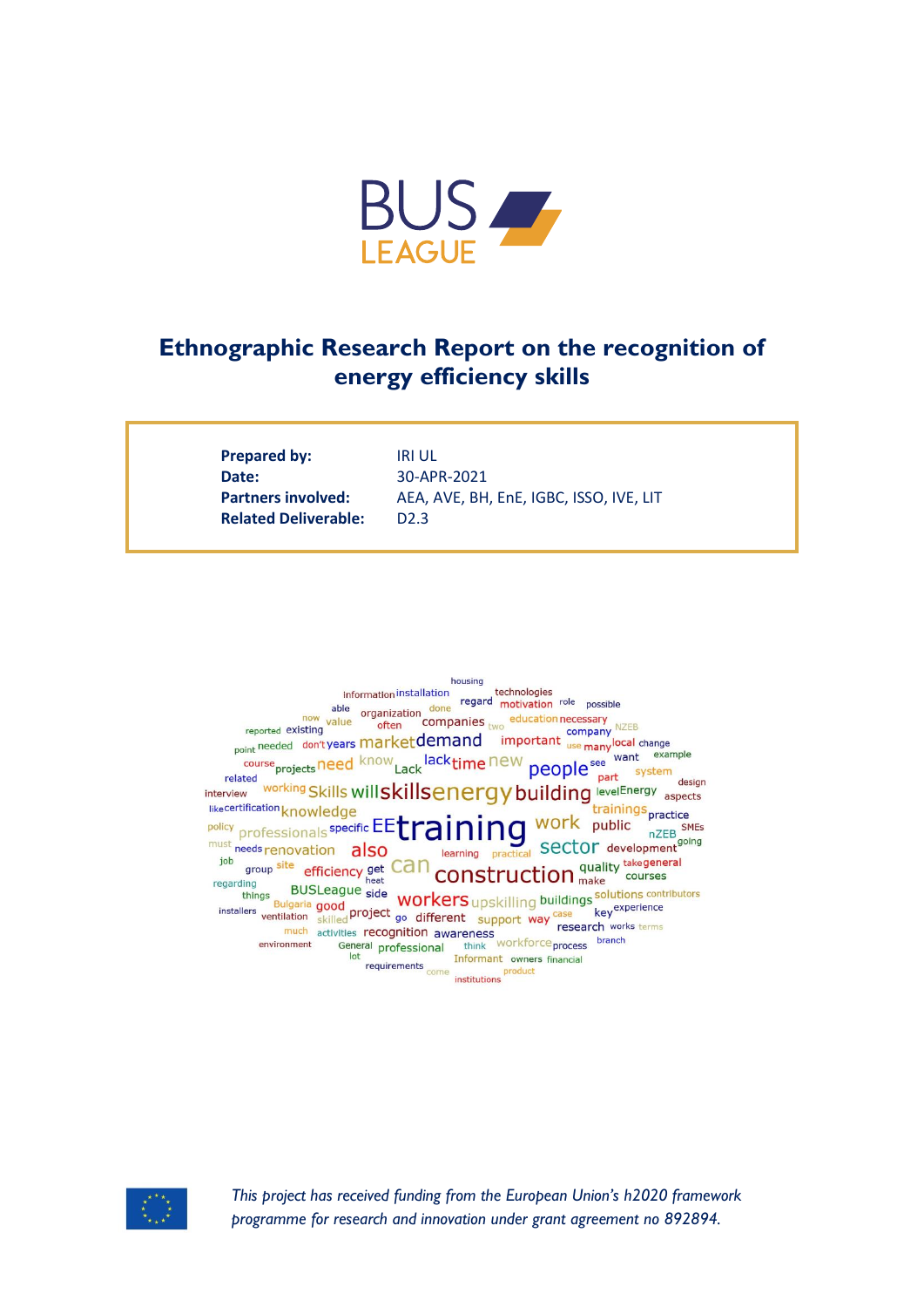# Ethnographic Research Report on the recognition of energy efficiency skills

| | |
|---|---|
| **Prepared by:** | IRI UL |
| **Date:** | 30-APR-2021 |
| **Partners involved:** | AEA, AVE, BH, EnE, IGBC, ISSO, IVE, LIT |
| **Related Deliverable:** | D2.3 |

*This project has received funding from the European Union's h2020 framework programme for research and innovation under grant agreement no 892894.*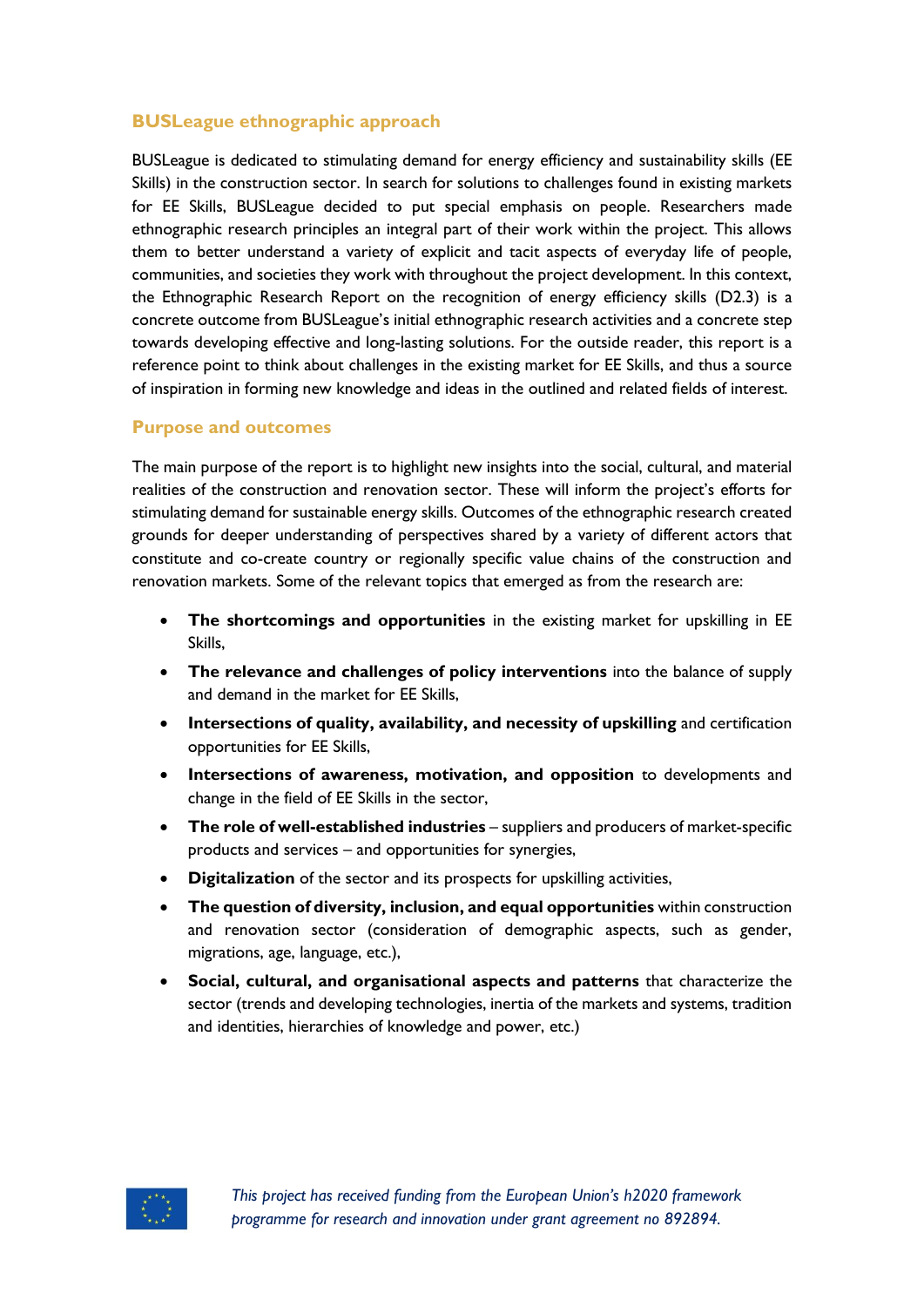## BUSLeague ethnographic approach

BUSLeague is dedicated to stimulating demand for energy efficiency and sustainability skills (EE Skills) in the construction sector. In search for solutions to challenges found in existing markets for EE Skills, BUSLeague decided to put special emphasis on people. Researchers made ethnographic research principles an integral part of their work within the project. This allows them to better understand a variety of explicit and tacit aspects of everyday life of people, communities, and societies they work with throughout the project development. In this context, the Ethnographic Research Report on the recognition of energy efficiency skills (D2.3) is a concrete outcome from BUSLeague's initial ethnographic research activities and a concrete step towards developing effective and long-lasting solutions. For the outside reader, this report is a reference point to think about challenges in the existing market for EE Skills, and thus a source of inspiration in forming new knowledge and ideas in the outlined and related fields of interest.

## Purpose and outcomes

The main purpose of the report is to highlight new insights into the social, cultural, and material realities of the construction and renovation sector. These will inform the project's efforts for stimulating demand for sustainable energy skills. Outcomes of the ethnographic research created grounds for deeper understanding of perspectives shared by a variety of different actors that constitute and co-create country or regionally specific value chains of the construction and renovation markets. Some of the relevant topics that emerged as from the research are:

- **The shortcomings and opportunities** in the existing market for upskilling in EE Skills,
- **The relevance and challenges of policy interventions** into the balance of supply and demand in the market for EE Skills,
- **Intersections of quality, availability, and necessity of upskilling** and certification opportunities for EE Skills,
- **Intersections of awareness, motivation, and opposition** to developments and change in the field of EE Skills in the sector,
- **The role of well-established industries** – suppliers and producers of market-specific products and services – and opportunities for synergies,
- **Digitalization** of the sector and its prospects for upskilling activities,
- **The question of diversity, inclusion, and equal opportunities** within construction and renovation sector (consideration of demographic aspects, such as gender, migrations, age, language, etc.),
- **Social, cultural, and organisational aspects and patterns** that characterize the sector (trends and developing technologies, inertia of the markets and systems, tradition and identities, hierarchies of knowledge and power, etc.)

*This project has received funding from the European Union's h2020 framework programme for research and innovation under grant agreement no 892894.*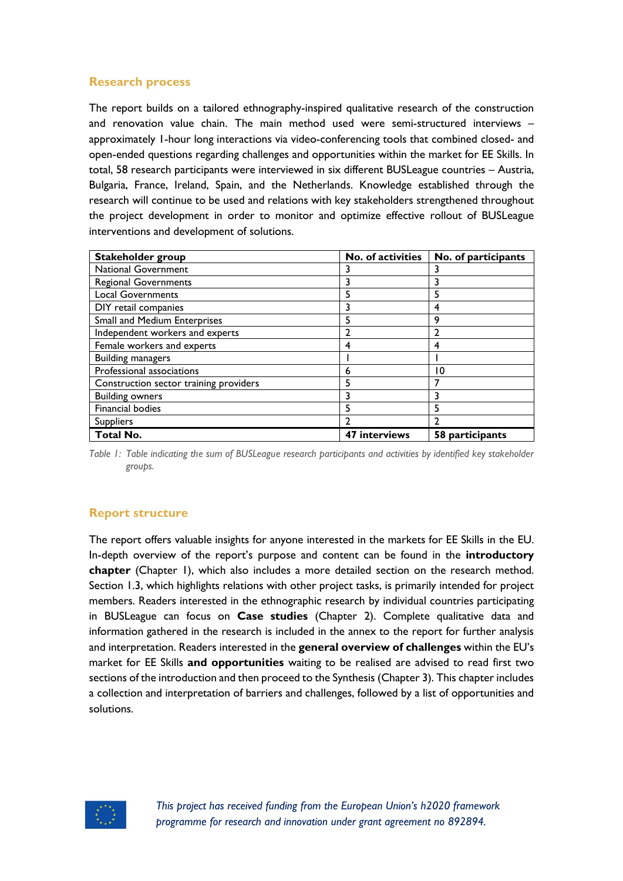## Research process

The report builds on a tailored ethnography-inspired qualitative research of the construction and renovation value chain. The main method used were semi-structured interviews – approximately 1-hour long interactions via video-conferencing tools that combined closed- and open-ended questions regarding challenges and opportunities within the market for EE Skills. In total, 58 research participants were interviewed in six different BUSLeague countries – Austria, Bulgaria, France, Ireland, Spain, and the Netherlands. Knowledge established through the research will continue to be used and relations with key stakeholders strengthened throughout the project development in order to monitor and optimize effective rollout of BUSLeague interventions and development of solutions.

| Stakeholder group | No. of activities | No. of participants |
|---|---|---|
| National Government | 3 | 3 |
| Regional Governments | 3 | 3 |
| Local Governments | 5 | 5 |
| DIY retail companies | 3 | 4 |
| Small and Medium Enterprises | 5 | 9 |
| Independent workers and experts | 2 | 2 |
| Female workers and experts | 4 | 4 |
| Building managers | 1 | 1 |
| Professional associations | 6 | 10 |
| Construction sector training providers | 5 | 7 |
| Building owners | 3 | 3 |
| Financial bodies | 5 | 5 |
| Suppliers | 2 | 2 |
| **Total No.** | **47 interviews** | **58 participants** |

*Table 1: Table indicating the sum of BUSLeague research participants and activities by identified key stakeholder groups.*

## Report structure

The report offers valuable insights for anyone interested in the markets for EE Skills in the EU. In-depth overview of the report's purpose and content can be found in the **introductory chapter** (Chapter 1), which also includes a more detailed section on the research method. Section 1.3, which highlights relations with other project tasks, is primarily intended for project members. Readers interested in the ethnographic research by individual countries participating in BUSLeague can focus on **Case studies** (Chapter 2). Complete qualitative data and information gathered in the research is included in the annex to the report for further analysis and interpretation. Readers interested in the **general overview of challenges** within the EU's market for EE Skills **and opportunities** waiting to be realised are advised to read first two sections of the introduction and then proceed to the Synthesis (Chapter 3). This chapter includes a collection and interpretation of barriers and challenges, followed by a list of opportunities and solutions.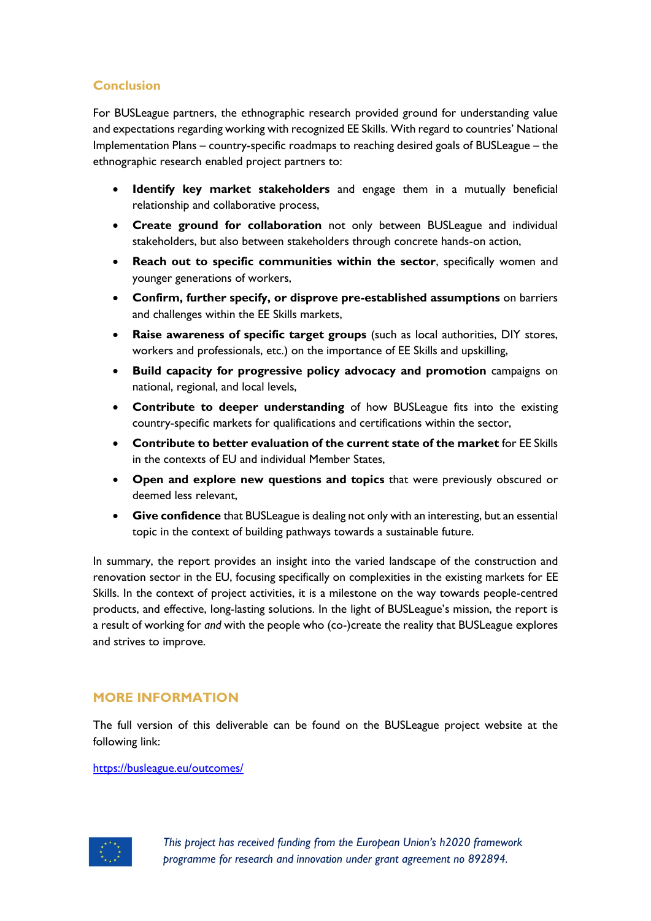## Conclusion

For BUSLeague partners, the ethnographic research provided ground for understanding value and expectations regarding working with recognized EE Skills. With regard to countries' National Implementation Plans – country-specific roadmaps to reaching desired goals of BUSLeague – the ethnographic research enabled project partners to:

- **Identify key market stakeholders** and engage them in a mutually beneficial relationship and collaborative process,
- **Create ground for collaboration** not only between BUSLeague and individual stakeholders, but also between stakeholders through concrete hands-on action,
- **Reach out to specific communities within the sector**, specifically women and younger generations of workers,
- **Confirm, further specify, or disprove pre-established assumptions** on barriers and challenges within the EE Skills markets,
- **Raise awareness of specific target groups** (such as local authorities, DIY stores, workers and professionals, etc.) on the importance of EE Skills and upskilling,
- **Build capacity for progressive policy advocacy and promotion** campaigns on national, regional, and local levels,
- **Contribute to deeper understanding** of how BUSLeague fits into the existing country-specific markets for qualifications and certifications within the sector,
- **Contribute to better evaluation of the current state of the market** for EE Skills in the contexts of EU and individual Member States,
- **Open and explore new questions and topics** that were previously obscured or deemed less relevant,
- **Give confidence** that BUSLeague is dealing not only with an interesting, but an essential topic in the context of building pathways towards a sustainable future.

In summary, the report provides an insight into the varied landscape of the construction and renovation sector in the EU, focusing specifically on complexities in the existing markets for EE Skills. In the context of project activities, it is a milestone on the way towards people-centred products, and effective, long-lasting solutions. In the light of BUSLeague's mission, the report is a result of working for *and* with the people who (co-)create the reality that BUSLeague explores and strives to improve.

## MORE INFORMATION

The full version of this deliverable can be found on the BUSLeague project website at the following link:

https://busleague.eu/outcomes/

*This project has received funding from the European Union's h2020 framework programme for research and innovation under grant agreement no 892894.*